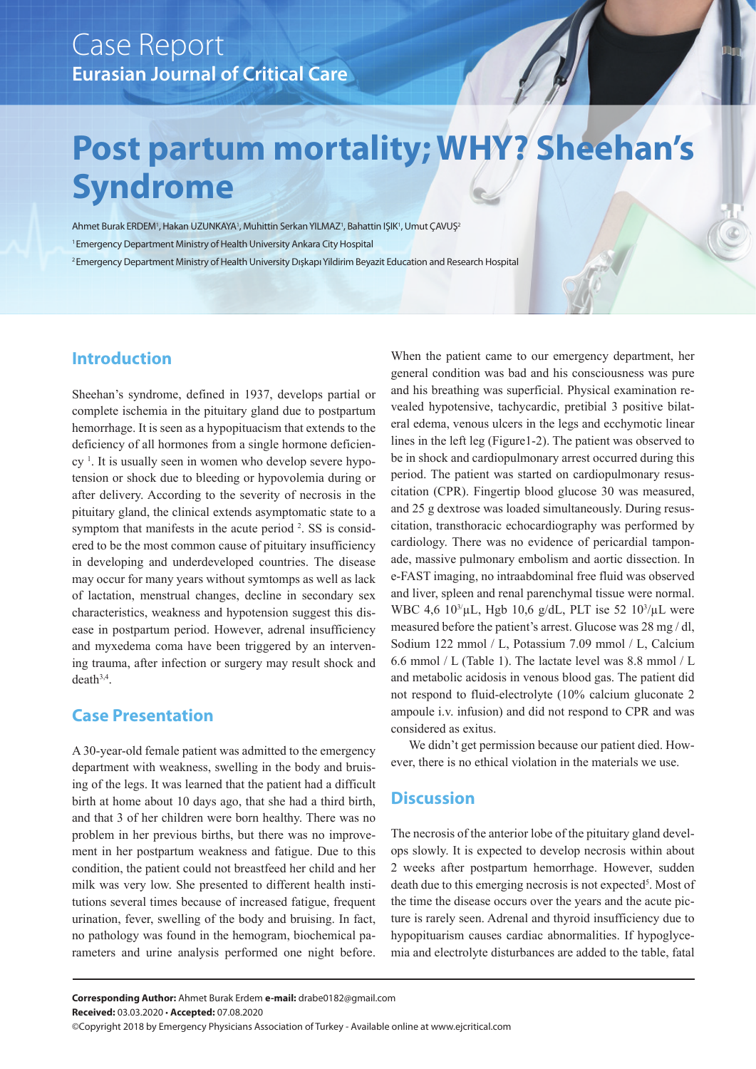Case Report

Eurasian Journal of Critical Care

# Post partum mortality; WHY? Sheehan's Syndrome

Ahmet Burak ERDEM[1], Hakan UZUNKAYA[1], Muhittin Serkan YILMAZ[1], Bahattin IŞIK[1], Umut ÇAVUŞ[2]

[1] Emergency Department Ministry of Health University Ankara City Hospital

[2] Emergency Department Ministry of Health University Dışkapı Yildirim Beyazit Education and Research Hospital

## Introduction

Sheehan's syndrome, defined in 1937, develops partial or complete ischemia in the pituitary gland due to postpartum hemorrhage. It is seen as a hypopituacism that extends to the deficiency of all hormones from a single hormone deficiency [1]. It is usually seen in women who develop severe hypotension or shock due to bleeding or hypovolemia during or after delivery. According to the severity of necrosis in the pituitary gland, the clinical extends asymptomatic state to a symptom that manifests in the acute period [2]. SS is considered to be the most common cause of pituitary insufficiency in developing and underdeveloped countries. The disease may occur for many years without symtomps as well as lack of lactation, menstrual changes, decline in secondary sex characteristics, weakness and hypotension suggest this disease in postpartum period. However, adrenal insufficiency and myxedema coma have been triggered by an intervening trauma, after infection or surgery may result shock and death[3,4].

## Case Presentation

A 30-year-old female patient was admitted to the emergency department with weakness, swelling in the body and bruising of the legs. It was learned that the patient had a difficult birth at home about 10 days ago, that she had a third birth, and that 3 of her children were born healthy. There was no problem in her previous births, but there was no improvement in her postpartum weakness and fatigue. Due to this condition, the patient could not breastfeed her child and her milk was very low. She presented to different health institutions several times because of increased fatigue, frequent urination, fever, swelling of the body and bruising. In fact, no pathology was found in the hemogram, biochemical parameters and urine analysis performed one night before. When the patient came to our emergency department, her general condition was bad and his consciousness was pure and his breathing was superficial. Physical examination revealed hypotensive, tachycardic, pretibial 3 positive bilateral edema, venous ulcers in the legs and ecchymotic linear lines in the left leg (Figure1-2). The patient was observed to be in shock and cardiopulmonary arrest occurred during this period. The patient was started on cardiopulmonary resuscitation (CPR). Fingertip blood glucose 30 was measured, and 25 g dextrose was loaded simultaneously. During resuscitation, transthoracic echocardiography was performed by cardiology. There was no evidence of pericardial tamponade, massive pulmonary embolism and aortic dissection. In e-FAST imaging, no intraabdominal free fluid was observed and liver, spleen and renal parenchymal tissue were normal. WBC 4,6 $10^3$/µL, Hgb 10,6 g/dL, PLT ise 52 $10^3$/µL were measured before the patient's arrest. Glucose was 28 mg / dl, Sodium 122 mmol / L, Potassium 7.09 mmol / L, Calcium 6.6 mmol / L (Table 1). The lactate level was 8.8 mmol / L and metabolic acidosis in venous blood gas. The patient did not respond to fluid-electrolyte (10% calcium gluconate 2 ampoule i.v. infusion) and did not respond to CPR and was considered as exitus.

We didn't get permission because our patient died. However, there is no ethical violation in the materials we use.

## Discussion

The necrosis of the anterior lobe of the pituitary gland develops slowly. It is expected to develop necrosis within about 2 weeks after postpartum hemorrhage. However, sudden death due to this emerging necrosis is not expected[5]. Most of the time the disease occurs over the years and the acute picture is rarely seen. Adrenal and thyroid insufficiency due to hypopituarism causes cardiac abnormalities. If hypoglycemia and electrolyte disturbances are added to the table, fatal

**Corresponding Author:** Ahmet Burak Erdem **e-mail:** drabe0182@gmail.com

**Received:** 03.03.2020 • **Accepted:** 07.08.2020

©Copyright 2018 by Emergency Physicians Association of Turkey - Available online at www.ejcritical.com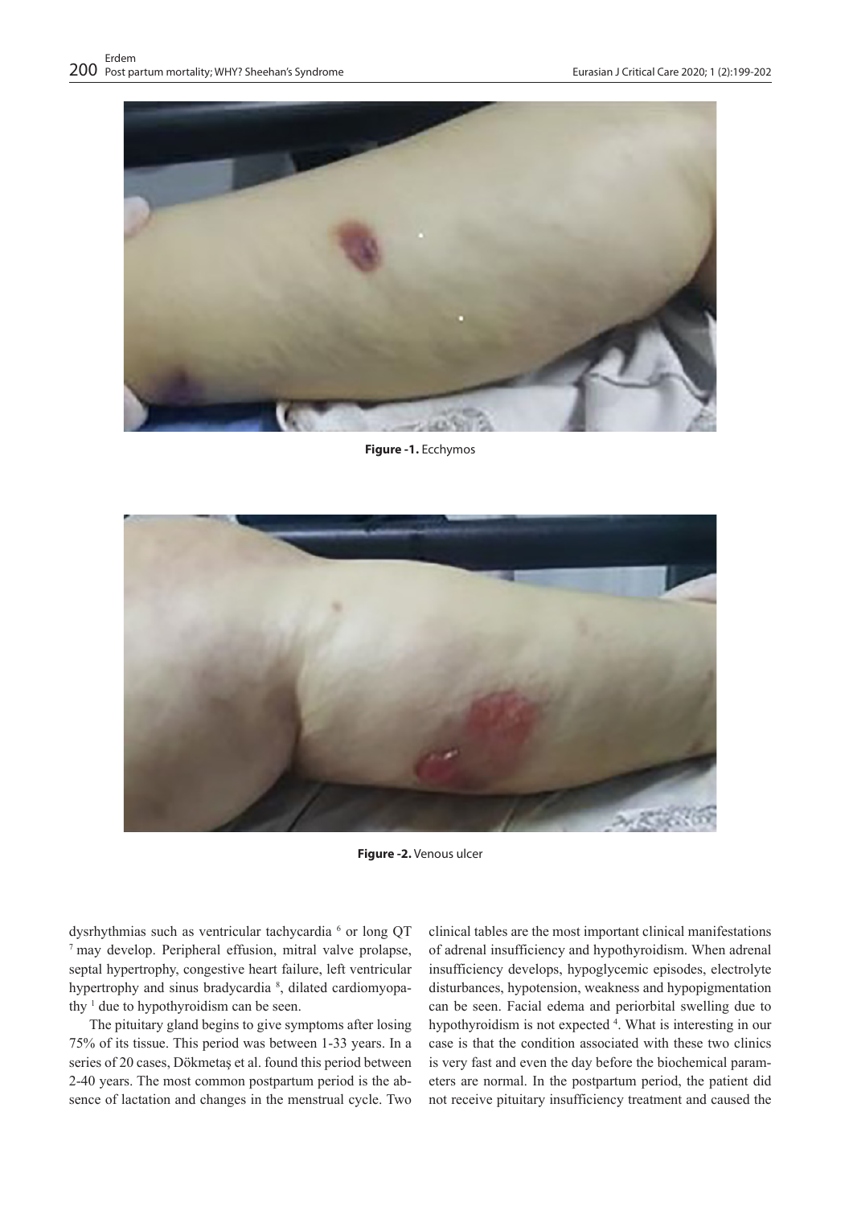Figure -1. Ecchymos

Figure -2. Venous ulcer

dysrhythmias such as ventricular tachycardia [6] or long QT [7] may develop. Peripheral effusion, mitral valve prolapse, septal hypertrophy, congestive heart failure, left ventricular hypertrophy and sinus bradycardia [8], dilated cardiomyopathy [1] due to hypothyroidism can be seen.

The pituitary gland begins to give symptoms after losing 75% of its tissue. This period was between 1-33 years. In a series of 20 cases, Dökmetaş et al. found this period between 2-40 years. The most common postpartum period is the absence of lactation and changes in the menstrual cycle. Two clinical tables are the most important clinical manifestations of adrenal insufficiency and hypothyroidism. When adrenal insufficiency develops, hypoglycemic episodes, electrolyte disturbances, hypotension, weakness and hypopigmentation can be seen. Facial edema and periorbital swelling due to hypothyroidism is not expected [4]. What is interesting in our case is that the condition associated with these two clinics is very fast and even the day before the biochemical parameters are normal. In the postpartum period, the patient did not receive pituitary insufficiency treatment and caused the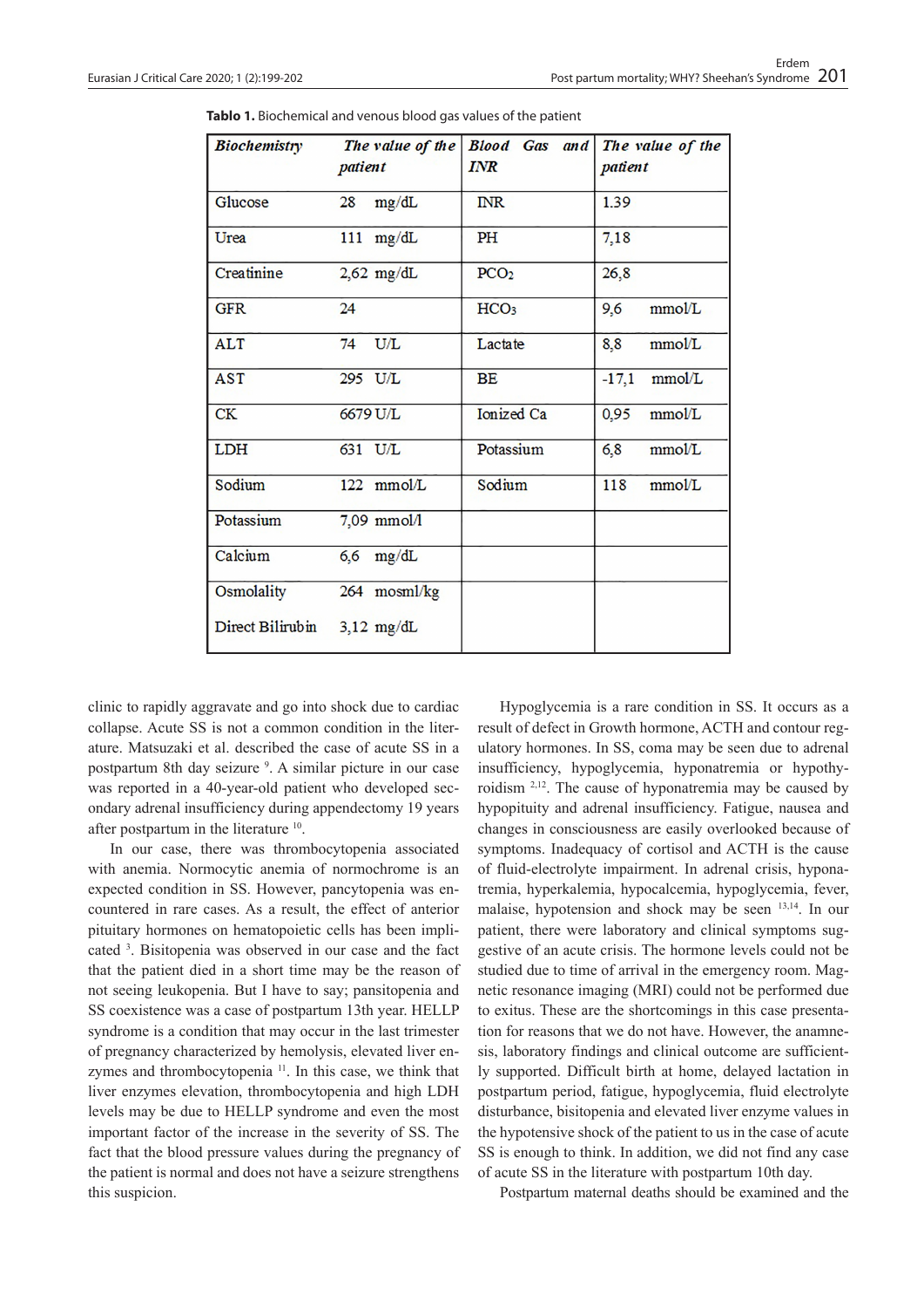**Tablo 1.** Biochemical and venous blood gas values of the patient

| *Biochemistry* | *The value of the patient* | *Blood Gas and INR* | *The value of the patient* |
|---|---|---|---|
| Glucose | 28 mg/dL | INR | 1.39 |
| Urea | 111 mg/dL | PH | 7,18 |
| Creatinine | 2,62 mg/dL | $PCO_2$ | 26,8 |
| GFR | 24 | $HCO_3$ | 9,6 mmol/L |
| ALT | 74 U/L | Lactate | 8,8 mmol/L |
| AST | 295 U/L | BE | -17,1 mmol/L |
| CK | 6679 U/L | Ionized Ca | 0,95 mmol/L |
| LDH | 631 U/L | Potassium | 6,8 mmol/L |
| Sodium | 122 mmol/L | Sodium | 118 mmol/L |
| Potassium | 7,09 mmol/l | | |
| Calcium | 6,6 mg/dL | | |
| Osmolality | 264 mosml/kg | | |
| Direct Bilirubin | 3,12 mg/dL | | |

clinic to rapidly aggravate and go into shock due to cardiac collapse. Acute SS is not a common condition in the literature. Matsuzaki et al. described the case of acute SS in a postpartum 8th day seizure [9]. A similar picture in our case was reported in a 40-year-old patient who developed secondary adrenal insufficiency during appendectomy 19 years after postpartum in the literature [10].

In our case, there was thrombocytopenia associated with anemia. Normocytic anemia of normochrome is an expected condition in SS. However, pancytopenia was encountered in rare cases. As a result, the effect of anterior pituitary hormones on hematopoietic cells has been implicated [3]. Bisitopenia was observed in our case and the fact that the patient died in a short time may be the reason of not seeing leukopenia. But I have to say; pansitopenia and SS coexistence was a case of postpartum 13th year. HELLP syndrome is a condition that may occur in the last trimester of pregnancy characterized by hemolysis, elevated liver enzymes and thrombocytopenia [11]. In this case, we think that liver enzymes elevation, thrombocytopenia and high LDH levels may be due to HELLP syndrome and even the most important factor of the increase in the severity of SS. The fact that the blood pressure values during the pregnancy of the patient is normal and does not have a seizure strengthens this suspicion.

Hypoglycemia is a rare condition in SS. It occurs as a result of defect in Growth hormone, ACTH and contour regulatory hormones. In SS, coma may be seen due to adrenal insufficiency, hypoglycemia, hyponatremia or hypothyroidism [2,12]. The cause of hyponatremia may be caused by hypopituity and adrenal insufficiency. Fatigue, nausea and changes in consciousness are easily overlooked because of symptoms. Inadequacy of cortisol and ACTH is the cause of fluid-electrolyte impairment. In adrenal crisis, hyponatremia, hyperkalemia, hypocalcemia, hypoglycemia, fever, malaise, hypotension and shock may be seen [13,14]. In our patient, there were laboratory and clinical symptoms suggestive of an acute crisis. The hormone levels could not be studied due to time of arrival in the emergency room. Magnetic resonance imaging (MRI) could not be performed due to exitus. These are the shortcomings in this case presentation for reasons that we do not have. However, the anamnesis, laboratory findings and clinical outcome are sufficiently supported. Difficult birth at home, delayed lactation in postpartum period, fatigue, hypoglycemia, fluid electrolyte disturbance, bisitopenia and elevated liver enzyme values in the hypotensive shock of the patient to us in the case of acute SS is enough to think. In addition, we did not find any case of acute SS in the literature with postpartum 10th day.

Postpartum maternal deaths should be examined and the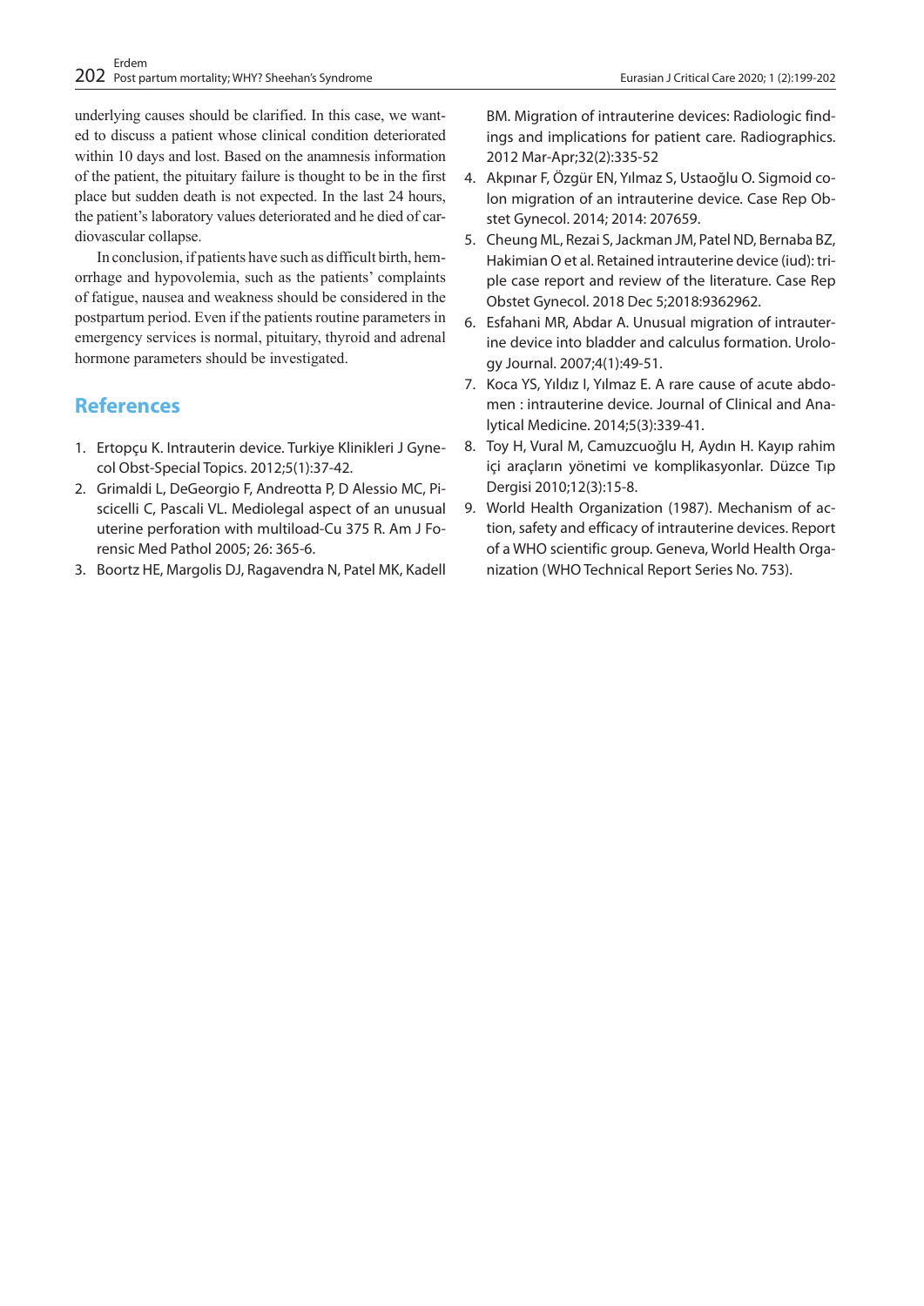underlying causes should be clarified. In this case, we wanted to discuss a patient whose clinical condition deteriorated within 10 days and lost. Based on the anamnesis information of the patient, the pituitary failure is thought to be in the first place but sudden death is not expected. In the last 24 hours, the patient's laboratory values deteriorated and he died of cardiovascular collapse.

In conclusion, if patients have such as difficult birth, hemorrhage and hypovolemia, such as the patients' complaints of fatigue, nausea and weakness should be considered in the postpartum period. Even if the patients routine parameters in emergency services is normal, pituitary, thyroid and adrenal hormone parameters should be investigated.

## References

1. Ertopçu K. Intrauterin device. Turkiye Klinikleri J Gynecol Obst-Special Topics. 2012;5(1):37-42.
2. Grimaldi L, DeGeorgio F, Andreotta P, D Alessio MC, Piscicelli C, Pascali VL. Mediolegal aspect of an unusual uterine perforation with multiload-Cu 375 R. Am J Forensic Med Pathol 2005; 26: 365-6.
3. Boortz HE, Margolis DJ, Ragavendra N, Patel MK, Kadell BM. Migration of intrauterine devices: Radiologic findings and implications for patient care. Radiographics. 2012 Mar-Apr;32(2):335-52
4. Akpınar F, Özgür EN, Yılmaz S, Ustaoğlu O. Sigmoid colon migration of an intrauterine device. Case Rep Obstet Gynecol. 2014; 2014: 207659.
5. Cheung ML, Rezai S, Jackman JM, Patel ND, Bernaba BZ, Hakimian O et al. Retained intrauterine device (iud): triple case report and review of the literature. Case Rep Obstet Gynecol. 2018 Dec 5;2018:9362962.
6. Esfahani MR, Abdar A. Unusual migration of intrauterine device into bladder and calculus formation. Urology Journal. 2007;4(1):49-51.
7. Koca YS, Yıldız I, Yılmaz E. A rare cause of acute abdomen : intrauterine device. Journal of Clinical and Analytical Medicine. 2014;5(3):339-41.
8. Toy H, Vural M, Camuzcuoğlu H, Aydın H. Kayıp rahim içi araçların yönetimi ve komplikasyonlar. Düzce Tıp Dergisi 2010;12(3):15-8.
9. World Health Organization (1987). Mechanism of action, safety and efficacy of intrauterine devices. Report of a WHO scientific group. Geneva, World Health Organization (WHO Technical Report Series No. 753).